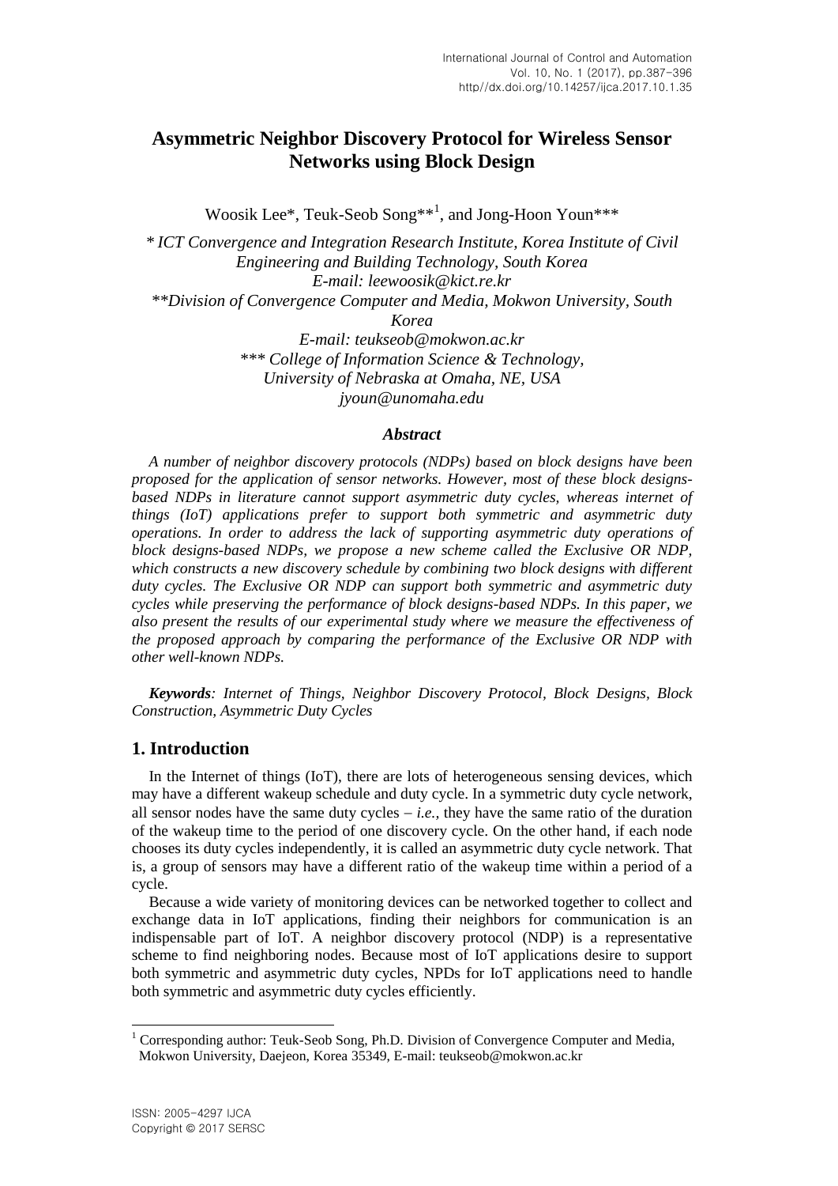# Asymmetric Neighbor Discovery Protocol for Wireless Sensor Networks using Block Design

Woosik Lee*, Teuk-Seob Song**[1], and Jong-Hoon Youn***

*\* ICT Convergence and Integration Research Institute, Korea Institute of Civil Engineering and Building Technology, South Korea*
*E-mail: leewoosik@kict.re.kr*
*\*\*Division of Convergence Computer and Media, Mokwon University, South Korea*
*E-mail: teukseob@mokwon.ac.kr*
*\*\*\* College of Information Science & Technology, University of Nebraska at Omaha, NE, USA*
*jyoun@unomaha.edu*

### *Abstract*

*A number of neighbor discovery protocols (NDPs) based on block designs have been proposed for the application of sensor networks. However, most of these block designs-based NDPs in literature cannot support asymmetric duty cycles, whereas internet of things (IoT) applications prefer to support both symmetric and asymmetric duty operations. In order to address the lack of supporting asymmetric duty operations of block designs-based NDPs, we propose a new scheme called the Exclusive OR NDP, which constructs a new discovery schedule by combining two block designs with different duty cycles. The Exclusive OR NDP can support both symmetric and asymmetric duty cycles while preserving the performance of block designs-based NDPs. In this paper, we also present the results of our experimental study where we measure the effectiveness of the proposed approach by comparing the performance of the Exclusive OR NDP with other well-known NDPs.*

***Keywords**: Internet of Things, Neighbor Discovery Protocol, Block Designs, Block Construction, Asymmetric Duty Cycles*

## 1. Introduction

In the Internet of things (IoT), there are lots of heterogeneous sensing devices, which may have a different wakeup schedule and duty cycle. In a symmetric duty cycle network, all sensor nodes have the same duty cycles – *i.e.*, they have the same ratio of the duration of the wakeup time to the period of one discovery cycle. On the other hand, if each node chooses its duty cycles independently, it is called an asymmetric duty cycle network. That is, a group of sensors may have a different ratio of the wakeup time within a period of a cycle.

Because a wide variety of monitoring devices can be networked together to collect and exchange data in IoT applications, finding their neighbors for communication is an indispensable part of IoT. A neighbor discovery protocol (NDP) is a representative scheme to find neighboring nodes. Because most of IoT applications desire to support both symmetric and asymmetric duty cycles, NPDs for IoT applications need to handle both symmetric and asymmetric duty cycles efficiently.

---

[1] Corresponding author: Teuk-Seob Song, Ph.D. Division of Convergence Computer and Media, Mokwon University, Daejeon, Korea 35349, E-mail: teukseob@mokwon.ac.kr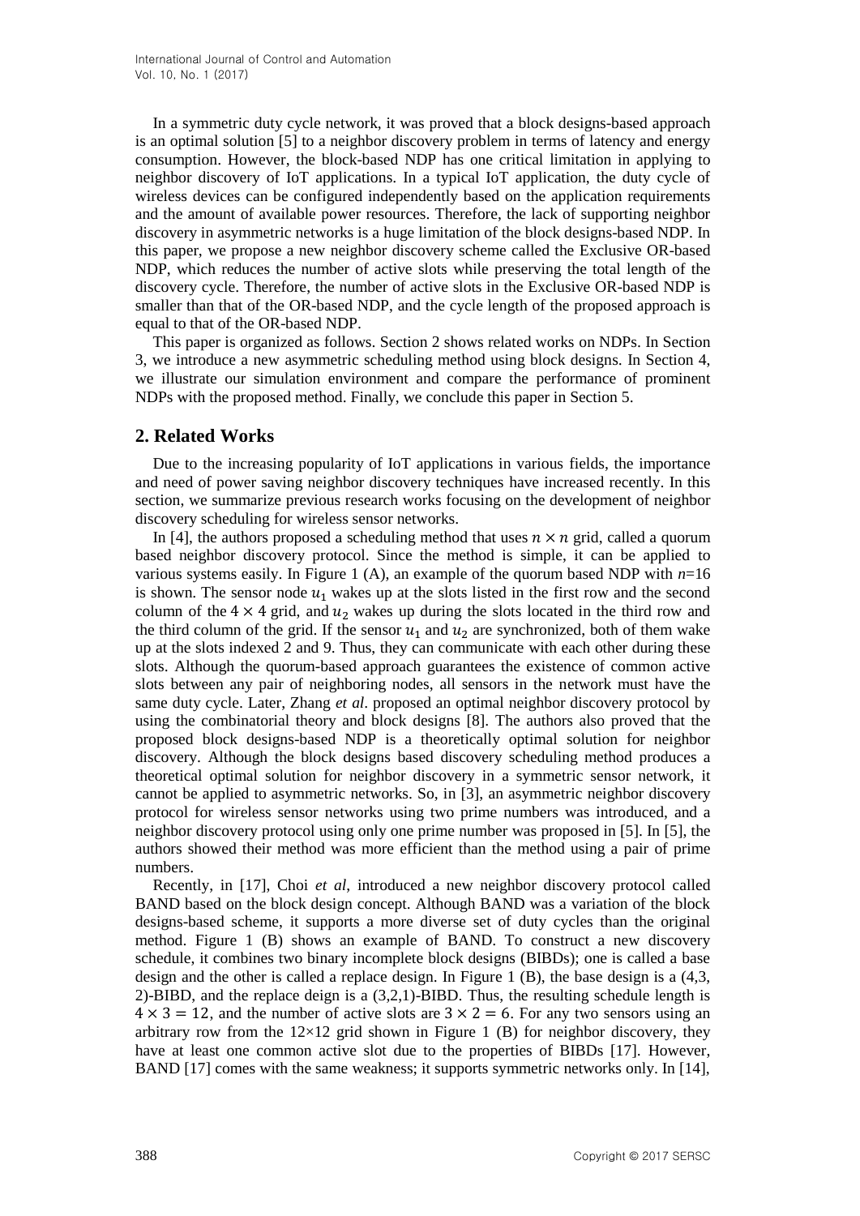In a symmetric duty cycle network, it was proved that a block designs-based approach is an optimal solution [5] to a neighbor discovery problem in terms of latency and energy consumption. However, the block-based NDP has one critical limitation in applying to neighbor discovery of IoT applications. In a typical IoT application, the duty cycle of wireless devices can be configured independently based on the application requirements and the amount of available power resources. Therefore, the lack of supporting neighbor discovery in asymmetric networks is a huge limitation of the block designs-based NDP. In this paper, we propose a new neighbor discovery scheme called the Exclusive OR-based NDP, which reduces the number of active slots while preserving the total length of the discovery cycle. Therefore, the number of active slots in the Exclusive OR-based NDP is smaller than that of the OR-based NDP, and the cycle length of the proposed approach is equal to that of the OR-based NDP.

This paper is organized as follows. Section 2 shows related works on NDPs. In Section 3, we introduce a new asymmetric scheduling method using block designs. In Section 4, we illustrate our simulation environment and compare the performance of prominent NDPs with the proposed method. Finally, we conclude this paper in Section 5.

## 2. Related Works

Due to the increasing popularity of IoT applications in various fields, the importance and need of power saving neighbor discovery techniques have increased recently. In this section, we summarize previous research works focusing on the development of neighbor discovery scheduling for wireless sensor networks.

In [4], the authors proposed a scheduling method that uses $n \times n$ grid, called a quorum based neighbor discovery protocol. Since the method is simple, it can be applied to various systems easily. In Figure 1 (A), an example of the quorum based NDP with $n$=16 is shown. The sensor node $u_1$ wakes up at the slots listed in the first row and the second column of the $4 \times 4$ grid, and $u_2$ wakes up during the slots located in the third row and the third column of the grid. If the sensor $u_1$ and $u_2$ are synchronized, both of them wake up at the slots indexed 2 and 9. Thus, they can communicate with each other during these slots. Although the quorum-based approach guarantees the existence of common active slots between any pair of neighboring nodes, all sensors in the network must have the same duty cycle. Later, Zhang *et al*. proposed an optimal neighbor discovery protocol by using the combinatorial theory and block designs [8]. The authors also proved that the proposed block designs-based NDP is a theoretically optimal solution for neighbor discovery. Although the block designs based discovery scheduling method produces a theoretical optimal solution for neighbor discovery in a symmetric sensor network, it cannot be applied to asymmetric networks. So, in [3], an asymmetric neighbor discovery protocol for wireless sensor networks using two prime numbers was introduced, and a neighbor discovery protocol using only one prime number was proposed in [5]. In [5], the authors showed their method was more efficient than the method using a pair of prime numbers.

Recently, in [17], Choi *et al*, introduced a new neighbor discovery protocol called BAND based on the block design concept. Although BAND was a variation of the block designs-based scheme, it supports a more diverse set of duty cycles than the original method. Figure 1 (B) shows an example of BAND. To construct a new discovery schedule, it combines two binary incomplete block designs (BIBDs); one is called a base design and the other is called a replace design. In Figure 1 (B), the base design is a (4,3, 2)-BIBD, and the replace deign is a (3,2,1)-BIBD. Thus, the resulting schedule length is $4 \times 3 = 12$, and the number of active slots are $3 \times 2 = 6$. For any two sensors using an arbitrary row from the 12×12 grid shown in Figure 1 (B) for neighbor discovery, they have at least one common active slot due to the properties of BIBDs [17]. However, BAND [17] comes with the same weakness; it supports symmetric networks only. In [14],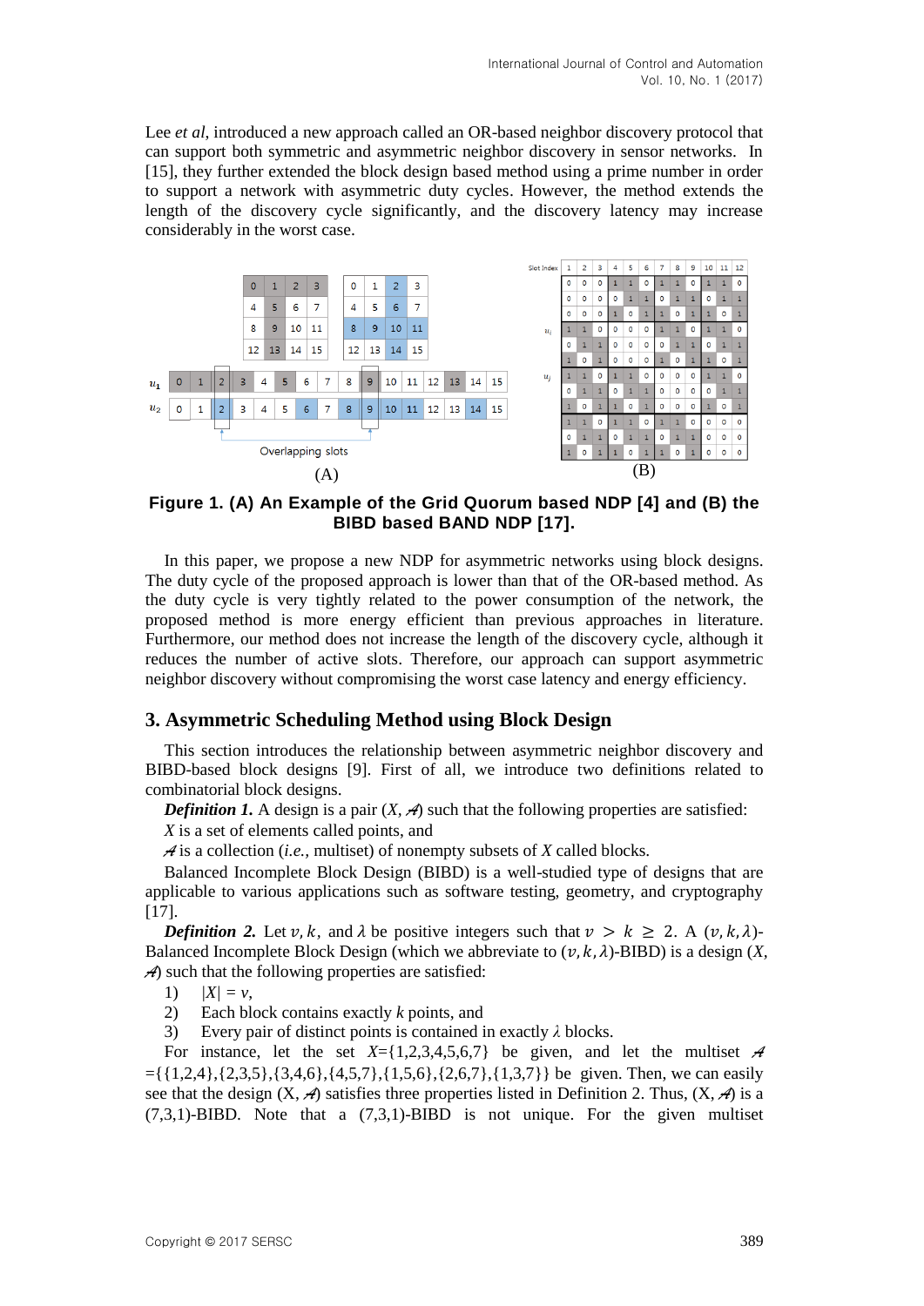Lee *et al*, introduced a new approach called an OR-based neighbor discovery protocol that can support both symmetric and asymmetric neighbor discovery in sensor networks. In [15], they further extended the block design based method using a prime number in order to support a network with asymmetric duty cycles. However, the method extends the length of the discovery cycle significantly, and the discovery latency may increase considerably in the worst case.

**Figure 1. (A) An Example of the Grid Quorum based NDP [4] and (B) the BIBD based BAND NDP [17].**

In this paper, we propose a new NDP for asymmetric networks using block designs. The duty cycle of the proposed approach is lower than that of the OR-based method. As the duty cycle is very tightly related to the power consumption of the network, the proposed method is more energy efficient than previous approaches in literature. Furthermore, our method does not increase the length of the discovery cycle, although it reduces the number of active slots. Therefore, our approach can support asymmetric neighbor discovery without compromising the worst case latency and energy efficiency.

## 3. Asymmetric Scheduling Method using Block Design

This section introduces the relationship between asymmetric neighbor discovery and BIBD-based block designs [9]. First of all, we introduce two definitions related to combinatorial block designs.

***Definition 1.*** A design is a pair ($X$, $\mathcal{A}$) such that the following properties are satisfied:

$X$ is a set of elements called points, and

$\mathcal{A}$ is a collection (*i.e.,* multiset) of nonempty subsets of $X$ called blocks.

Balanced Incomplete Block Design (BIBD) is a well-studied type of designs that are applicable to various applications such as software testing, geometry, and cryptography [17].

***Definition 2.*** Let $v, k,$ and $\lambda$ be positive integers such that $v > k \geq 2$. A $(v, k, \lambda)$-Balanced Incomplete Block Design (which we abbreviate to $(v, k, \lambda)$-BIBD) is a design ($X$, $\mathcal{A}$) such that the following properties are satisfied:

1) $|X| = v$,
2) Each block contains exactly $k$ points, and
3) Every pair of distinct points is contained in exactly $\lambda$ blocks.

For instance, let the set $X$={1,2,3,4,5,6,7} be given, and let the multiset $\mathcal{A}$ ={{1,2,4},{2,3,5},{3,4,6},{4,5,7},{1,5,6},{2,6,7},{1,3,7}} be given. Then, we can easily see that the design (X, $\mathcal{A}$) satisfies three properties listed in Definition 2. Thus, (X, $\mathcal{A}$) is a (7,3,1)-BIBD. Note that a (7,3,1)-BIBD is not unique. For the given multiset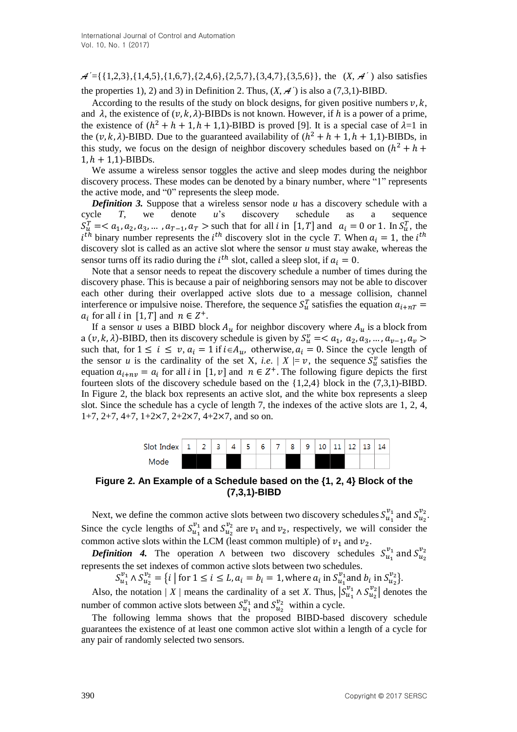$\mathcal{A}'$={{1,2,3},{1,4,5},{1,6,7},{2,4,6},{2,5,7},{3,4,7},{3,5,6}}, the $(X, \mathcal{A}')$ also satisfies the properties 1), 2) and 3) in Definition 2. Thus, $(X, \mathcal{A}')$ is also a (7,3,1)-BIBD.

According to the results of the study on block designs, for given positive numbers $v, k$, and $\lambda$, the existence of $(v, k, \lambda)$-BIBDs is not known. However, if $h$ is a power of a prime, the existence of $(h^2+h+1, h+1, 1)$-BIBD is proved [9]. It is a special case of $\lambda$=1 in the $(v, k, \lambda)$-BIBD. Due to the guaranteed availability of $(h^2+h+1, h+1, 1)$-BIBDs, in this study, we focus on the design of neighbor discovery schedules based on $(h^2+h+1, h+1, 1)$-BIBDs.

We assume a wireless sensor toggles the active and sleep modes during the neighbor discovery process. These modes can be denoted by a binary number, where "1" represents the active mode, and "0" represents the sleep mode.

***Definition 3.*** Suppose that a wireless sensor node $u$ has a discovery schedule with a cycle $T$, we denote $u$'s discovery schedule as a sequence $S_u^T = < a_1, a_2, a_3, \ldots, a_{T-1}, a_T >$ such that for all $i$ in $[1, T]$ and $a_i = 0$ or 1. In $S_u^T$, the $i^{th}$ binary number represents the $i^{th}$ discovery slot in the cycle $T$. When $a_i = 1$, the $i^{th}$ discovery slot is called as an active slot where the sensor $u$ must stay awake, whereas the sensor turns off its radio during the $i^{th}$ slot, called a sleep slot, if $a_i = 0$.

Note that a sensor needs to repeat the discovery schedule a number of times during the discovery phase. This is because a pair of neighboring sensors may not be able to discover each other during their overlapped active slots due to a message collision, channel interference or impulsive noise. Therefore, the sequence $S_u^T$ satisfies the equation $a_{i+nT} = a_i$ for all $i$ in $[1, T]$ and $n \in Z^+$.

If a sensor $u$ uses a BIBD block $A_u$ for neighbor discovery where $A_u$ is a block from a $(v, k, \lambda)$-BIBD, then its discovery schedule is given by $S_u^v = < a_1, a_2, a_3, \ldots, a_{v-1}, a_v >$ such that, for $1 \le i \le v$, $a_i = 1$ if $i \in A_u$, otherwise, $a_i = 0$. Since the cycle length of the sensor $u$ is the cardinality of the set X, *i.e.* $|X| = v$, the sequence $S_u^v$ satisfies the equation $a_{i+nv} = a_i$ for all $i$ in $[1, v]$ and $n \in Z^+$. The following figure depicts the first fourteen slots of the discovery schedule based on the {1,2,4} block in the (7,3,1)-BIBD. In Figure 2, the black box represents an active slot, and the white box represents a sleep slot. Since the schedule has a cycle of length 7, the indexes of the active slots are 1, 2, 4, 1+7, 2+7, 4+7, 1+2×7, 2+2×7, 4+2×7, and so on.

| Slot Index | 1 | 2 | 3 | 4 | 5 | 6 | 7 | 8 | 9 | 10 | 11 | 12 | 13 | 14 |
|---|---|---|---|---|---|---|---|---|---|---|---|---|---|---|
| Mode | ■ | ■ | | ■ | | | | ■ | | ■ | ■ | | | |

**Figure 2. An Example of a Schedule based on the {1, 2, 4} Block of the (7,3,1)-BIBD**

Next, we define the common active slots between two discovery schedules $S_{u_1}^{v_1}$ and $S_{u_2}^{v_2}$. Since the cycle lengths of $S_{u_1}^{v_1}$ and $S_{u_2}^{v_2}$ are $v_1$ and $v_2$, respectively, we will consider the common active slots within the LCM (least common multiple) of $v_1$ and $v_2$.

***Definition 4.*** The operation $\wedge$ between two discovery schedules $S_{u_1}^{v_1}$ and $S_{u_2}^{v_2}$ represents the set indexes of common active slots between two schedules.

$$S_{u_1}^{v_1} \wedge S_{u_2}^{v_2} = \{ i \mid \text{for } 1 \le i \le L, a_i = b_i = 1, \text{where } a_i \text{ in } S_{u_1}^{v_1} \text{and } b_i \text{ in } S_{u_2}^{v_2} \}.$$

Also, the notation $|X|$ means the cardinality of a set $X$. Thus, $|S_{u_1}^{v_1} \wedge S_{u_2}^{v_2}|$ denotes the number of common active slots between $S_{u_1}^{v_1}$ and $S_{u_2}^{v_2}$ within a cycle.

The following lemma shows that the proposed BIBD-based discovery schedule guarantees the existence of at least one common active slot within a length of a cycle for any pair of randomly selected two sensors.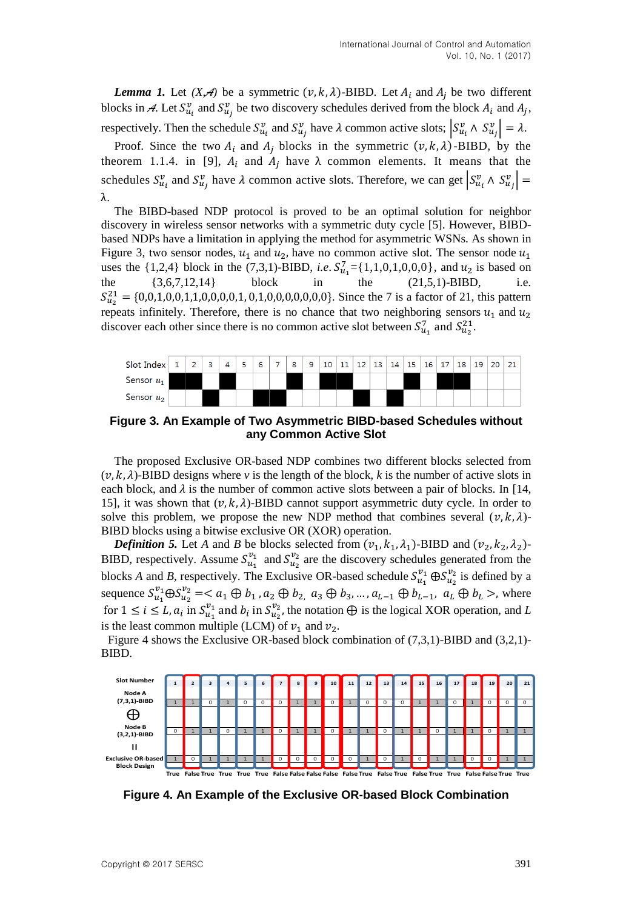***Lemma 1.*** Let *(X,𝒜)* be a symmetric $(v, k, \lambda)$-BIBD. Let $A_i$ and $A_j$ be two different blocks in 𝒜. Let $S_{u_i}^{v}$ and $S_{u_j}^{v}$ be two discovery schedules derived from the block $A_i$ and $A_j$, respectively. Then the schedule $S_{u_i}^{v}$ and $S_{u_j}^{v}$ have $\lambda$ common active slots; $\left|S_{u_i}^{v} \wedge S_{u_j}^{v}\right| = \lambda$.

Proof. Since the two $A_i$ and $A_j$ blocks in the symmetric $(v, k, \lambda)$-BIBD, by the theorem 1.1.4. in [9], $A_i$ and $A_j$ have $\lambda$ common elements. It means that the schedules $S_{u_i}^{v}$ and $S_{u_j}^{v}$ have $\lambda$ common active slots. Therefore, we can get $\left|S_{u_i}^{v} \wedge S_{u_j}^{v}\right| = \lambda$.

The BIBD-based NDP protocol is proved to be an optimal solution for neighbor discovery in wireless sensor networks with a symmetric duty cycle [5]. However, BIBD-based NDPs have a limitation in applying the method for asymmetric WSNs. As shown in Figure 3, two sensor nodes, $u_1$ and $u_2$, have no common active slot. The sensor node $u_1$ uses the {1,2,4} block in the (7,3,1)-BIBD, *i.e.* $S_{u_1}^{7}$={1,1,0,1,0,0,0}, and $u_2$ is based on the {3,6,7,12,14} block in the (21,5,1)-BIBD, i.e. $S_{u_2}^{21}$ = {0,0,1,0,0,1,1,0,0,0,0,1, 0,1,0,0,0,0,0,0,0}. Since the 7 is a factor of 21, this pattern repeats infinitely. Therefore, there is no chance that two neighboring sensors $u_1$ and $u_2$ discover each other since there is no common active slot between $S_{u_1}^{7}$ and $S_{u_2}^{21}$.

| Slot Index | 1 | 2 | 3 | 4 | 5 | 6 | 7 | 8 | 9 | 10 | 11 | 12 | 13 | 14 | 15 | 16 | 17 | 18 | 19 | 20 | 21 |
|---|---|---|---|---|---|---|---|---|---|---|---|---|---|---|---|---|---|---|---|---|---|
| Sensor $u_1$ | ■ | ■ | | ■ | | | | ■ | | ■ | ■ | | | | ■ | | ■ | ■ | | | |
| Sensor $u_2$ | | | ■ | | | ■ | ■ | | | | | ■ | | ■ | | | | | | | |

**Figure 3. An Example of Two Asymmetric BIBD-based Schedules without any Common Active Slot**

The proposed Exclusive OR-based NDP combines two different blocks selected from $(v, k, \lambda)$-BIBD designs where *v* is the length of the block, *k* is the number of active slots in each block, and $\lambda$ is the number of common active slots between a pair of blocks. In [14, 15], it was shown that $(v, k, \lambda)$-BIBD cannot support asymmetric duty cycle. In order to solve this problem, we propose the new NDP method that combines several $(v, k, \lambda)$-BIBD blocks using a bitwise exclusive OR (XOR) operation.

***Definition 5.*** Let *A* and *B* be blocks selected from $(v_1, k_1, \lambda_1)$-BIBD and $(v_2, k_2, \lambda_2)$-BIBD, respectively. Assume $S_{u_1}^{v_1}$ and $S_{u_2}^{v_2}$ are the discovery schedules generated from the blocks *A* and *B*, respectively. The Exclusive OR-based schedule $S_{u_1}^{v_1} \oplus S_{u_2}^{v_2}$ is defined by a sequence $S_{u_1}^{v_1} \oplus S_{u_2}^{v_2} = < a_1 \oplus b_1, a_2 \oplus b_2, a_3 \oplus b_3, \ldots, a_{L-1} \oplus b_{L-1}, a_L \oplus b_L >$, where for $1 \leq i \leq L$, $a_i$ in $S_{u_1}^{v_1}$ and $b_i$ in $S_{u_2}^{v_2}$, the notation $\oplus$ is the logical XOR operation, and *L* is the least common multiple (LCM) of $v_1$ and $v_2$.

Figure 4 shows the Exclusive OR-based block combination of (7,3,1)-BIBD and (3,2,1)-BIBD.

| Slot Number | 1 | 2 | 3 | 4 | 5 | 6 | 7 | 8 | 9 | 10 | 11 | 12 | 13 | 14 | 15 | 16 | 17 | 18 | 19 | 20 | 21 |
|---|---|---|---|---|---|---|---|---|---|---|---|---|---|---|---|---|---|---|---|---|---|
| Node A (7,3,1)-BIBD | 1 | 1 | 0 | 1 | 0 | 0 | 0 | 1 | 1 | 0 | 1 | 0 | 0 | 0 | 1 | 1 | 0 | 1 | 0 | 0 | 0 |
| $\oplus$ | | | | | | | | | | | | | | | | | | | | | |
| Node B (3,2,1)-BIBD | 0 | 1 | 1 | 0 | 1 | 1 | 0 | 1 | 1 | 0 | 1 | 1 | 0 | 1 | 1 | 0 | 1 | 1 | 0 | 1 | 1 |
| = | | | | | | | | | | | | | | | | | | | | | |
| Exclusive OR-based Block Design | 1 | 0 | 1 | 1 | 1 | 1 | 0 | 0 | 0 | 0 | 0 | 1 | 0 | 1 | 0 | 1 | 1 | 0 | 0 | 1 | 1 |
| | True | False | True | True | True | True | False | False | False | False | False | True | False | True | False | True | True | False | False | True | True |

**Figure 4. An Example of the Exclusive OR-based Block Combination**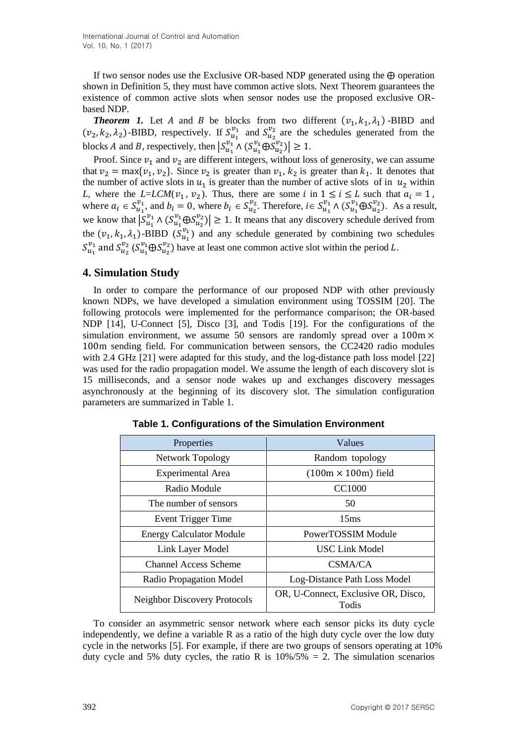If two sensor nodes use the Exclusive OR-based NDP generated using the $\oplus$ operation shown in Definition 5, they must have common active slots. Next Theorem guarantees the existence of common active slots when sensor nodes use the proposed exclusive OR-based NDP.

***Theorem 1.*** Let $A$ and $B$ be blocks from two different $(v_1, k_1, \lambda_1)$-BIBD and $(v_2, k_2, \lambda_2)$-BIBD, respectively. If $S_{u_1}^{v_1}$ and $S_{u_2}^{v_2}$ are the schedules generated from the blocks $A$ and $B$, respectively, then $\left|S_{u_1}^{v_1} \wedge (S_{u_1}^{v_1} \oplus S_{u_2}^{v_2})\right| \geq 1$.

Proof. Since $v_1$ and $v_2$ are different integers, without loss of generosity, we can assume that $v_2 = \max\{v_1, v_2\}$. Since $v_2$ is greater than $v_1$, $k_2$ is greater than $k_1$. It denotes that the number of active slots in $u_1$ is greater than the number of active slots of in $u_2$ within $L$, where the $L$=$LCM(v_1, v_2)$. Thus, there are some $i$ in $1 \leq i \leq L$ such that $a_i = 1$, where $a_i \in S_{u_1}^{v_1}$, and $b_i = 0$, where $b_i \in S_{u_2}^{v_2}$. Therefore, $i \in S_{u_1}^{v_1} \wedge (S_{u_1}^{v_1} \oplus S_{u_2}^{v_2})$. As a result, we know that $\left|S_{u_1}^{v_1} \wedge (S_{u_1}^{v_1} \oplus S_{u_2}^{v_2})\right| \geq 1$. It means that any discovery schedule derived from the $(v_1, k_1, \lambda_1)$-BIBD ($S_{u_1}^{v_1}$) and any schedule generated by combining two schedules $S_{u_1}^{v_1}$ and $S_{u_2}^{v_2}$ ($S_{u_1}^{v_1} \oplus S_{u_2}^{v_2}$) have at least one common active slot within the period $L$.

## 4. Simulation Study

In order to compare the performance of our proposed NDP with other previously known NDPs, we have developed a simulation environment using TOSSIM [20]. The following protocols were implemented for the performance comparison; the OR-based NDP [14], U-Connect [5], Disco [3], and Todis [19]. For the configurations of the simulation environment, we assume 50 sensors are randomly spread over a $100\text{m} \times 100\text{m}$ sending field. For communication between sensors, the CC2420 radio modules with 2.4 GHz [21] were adapted for this study, and the log-distance path loss model [22] was used for the radio propagation model. We assume the length of each discovery slot is 15 milliseconds, and a sensor node wakes up and exchanges discovery messages asynchronously at the beginning of its discovery slot. The simulation configuration parameters are summarized in Table 1.

**Table 1. Configurations of the Simulation Environment**

| Properties | Values |
|---|---|
| Network Topology | Random topology |
| Experimental Area | $(100\text{m} \times 100\text{m})$ field |
| Radio Module | CC1000 |
| The number of sensors | 50 |
| Event Trigger Time | 15ms |
| Energy Calculator Module | PowerTOSSIM Module |
| Link Layer Model | USC Link Model |
| Channel Access Scheme | CSMA/CA |
| Radio Propagation Model | Log-Distance Path Loss Model |
| Neighbor Discovery Protocols | OR, U-Connect, Exclusive OR, Disco, Todis |

To consider an asymmetric sensor network where each sensor picks its duty cycle independently, we define a variable R as a ratio of the high duty cycle over the low duty cycle in the networks [5]. For example, if there are two groups of sensors operating at 10% duty cycle and 5% duty cycles, the ratio R is 10%/5% = 2. The simulation scenarios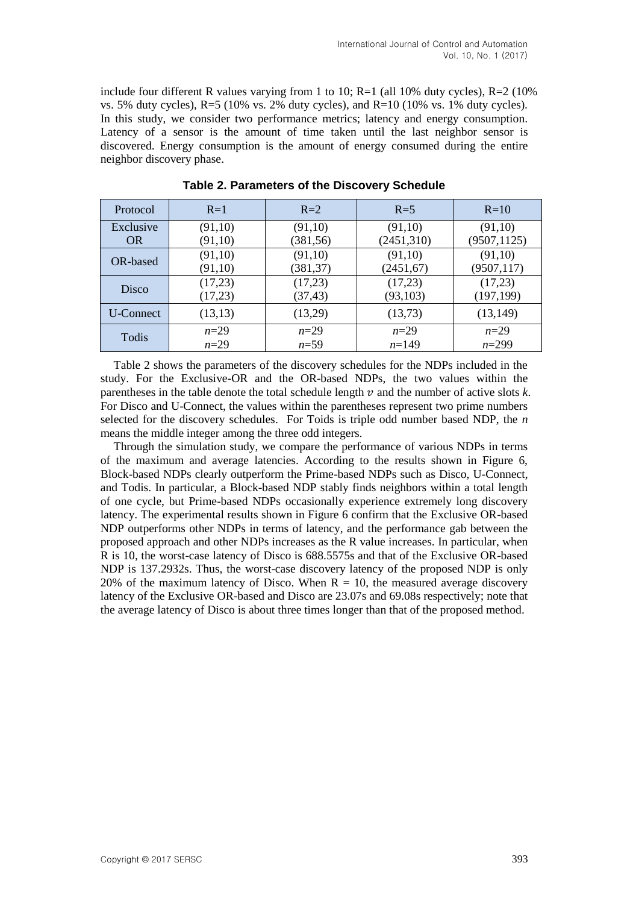include four different R values varying from 1 to 10; R=1 (all 10% duty cycles), R=2 (10% vs. 5% duty cycles), R=5 (10% vs. 2% duty cycles), and R=10 (10% vs. 1% duty cycles). In this study, we consider two performance metrics; latency and energy consumption. Latency of a sensor is the amount of time taken until the last neighbor sensor is discovered. Energy consumption is the amount of energy consumed during the entire neighbor discovery phase.

**Table 2. Parameters of the Discovery Schedule**

| Protocol | R=1 | R=2 | R=5 | R=10 |
|---|---|---|---|---|
| Exclusive OR | (91,10)<br>(91,10) | (91,10)<br>(381,56) | (91,10)<br>(2451,310) | (91,10)<br>(9507,1125) |
| OR-based | (91,10)<br>(91,10) | (91,10)<br>(381,37) | (91,10)<br>(2451,67) | (91,10)<br>(9507,117) |
| Disco | (17,23)<br>(17,23) | (17,23)<br>(37,43) | (17,23)<br>(93,103) | (17,23)<br>(197,199) |
| U-Connect | (13,13) | (13,29) | (13,73) | (13,149) |
| Todis | $n$=29<br>$n$=29 | $n$=29<br>$n$=59 | $n$=29<br>$n$=149 | $n$=29<br>$n$=299 |

Table 2 shows the parameters of the discovery schedules for the NDPs included in the study. For the Exclusive-OR and the OR-based NDPs, the two values within the parentheses in the table denote the total schedule length $v$ and the number of active slots $k$. For Disco and U-Connect, the values within the parentheses represent two prime numbers selected for the discovery schedules. For Toids is triple odd number based NDP, the $n$ means the middle integer among the three odd integers.

Through the simulation study, we compare the performance of various NDPs in terms of the maximum and average latencies. According to the results shown in Figure 6, Block-based NDPs clearly outperform the Prime-based NDPs such as Disco, U-Connect, and Todis. In particular, a Block-based NDP stably finds neighbors within a total length of one cycle, but Prime-based NDPs occasionally experience extremely long discovery latency. The experimental results shown in Figure 6 confirm that the Exclusive OR-based NDP outperforms other NDPs in terms of latency, and the performance gab between the proposed approach and other NDPs increases as the R value increases. In particular, when R is 10, the worst-case latency of Disco is 688.5575s and that of the Exclusive OR-based NDP is 137.2932s. Thus, the worst-case discovery latency of the proposed NDP is only 20% of the maximum latency of Disco. When R = 10, the measured average discovery latency of the Exclusive OR-based and Disco are 23.07s and 69.08s respectively; note that the average latency of Disco is about three times longer than that of the proposed method.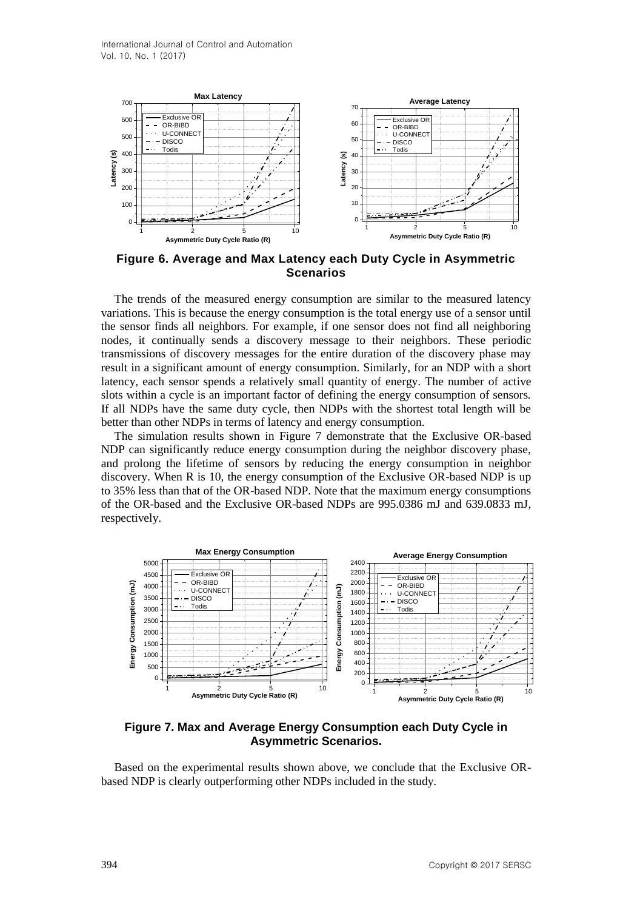**Figure 6. Average and Max Latency each Duty Cycle in Asymmetric Scenarios**

The trends of the measured energy consumption are similar to the measured latency variations. This is because the energy consumption is the total energy use of a sensor until the sensor finds all neighbors. For example, if one sensor does not find all neighboring nodes, it continually sends a discovery message to their neighbors. These periodic transmissions of discovery messages for the entire duration of the discovery phase may result in a significant amount of energy consumption. Similarly, for an NDP with a short latency, each sensor spends a relatively small quantity of energy. The number of active slots within a cycle is an important factor of defining the energy consumption of sensors. If all NDPs have the same duty cycle, then NDPs with the shortest total length will be better than other NDPs in terms of latency and energy consumption.

The simulation results shown in Figure 7 demonstrate that the Exclusive OR-based NDP can significantly reduce energy consumption during the neighbor discovery phase, and prolong the lifetime of sensors by reducing the energy consumption in neighbor discovery. When R is 10, the energy consumption of the Exclusive OR-based NDP is up to 35% less than that of the OR-based NDP. Note that the maximum energy consumptions of the OR-based and the Exclusive OR-based NDPs are 995.0386 mJ and 639.0833 mJ, respectively.

**Figure 7. Max and Average Energy Consumption each Duty Cycle in Asymmetric Scenarios.**

Based on the experimental results shown above, we conclude that the Exclusive OR-based NDP is clearly outperforming other NDPs included in the study.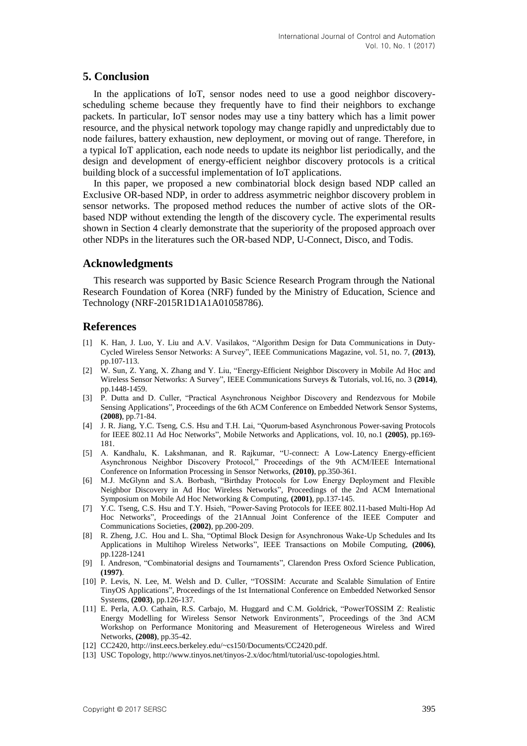## 5. Conclusion

In the applications of IoT, sensor nodes need to use a good neighbor discovery-scheduling scheme because they frequently have to find their neighbors to exchange packets. In particular, IoT sensor nodes may use a tiny battery which has a limit power resource, and the physical network topology may change rapidly and unpredictably due to node failures, battery exhaustion, new deployment, or moving out of range. Therefore, in a typical IoT application, each node needs to update its neighbor list periodically, and the design and development of energy-efficient neighbor discovery protocols is a critical building block of a successful implementation of IoT applications.

In this paper, we proposed a new combinatorial block design based NDP called an Exclusive OR-based NDP, in order to address asymmetric neighbor discovery problem in sensor networks. The proposed method reduces the number of active slots of the OR-based NDP without extending the length of the discovery cycle. The experimental results shown in Section 4 clearly demonstrate that the superiority of the proposed approach over other NDPs in the literatures such the OR-based NDP, U-Connect, Disco, and Todis.

## Acknowledgments

This research was supported by Basic Science Research Program through the National Research Foundation of Korea (NRF) funded by the Ministry of Education, Science and Technology (NRF-2015R1D1A1A01058786).

## References

[1] K. Han, J. Luo, Y. Liu and A.V. Vasilakos, "Algorithm Design for Data Communications in Duty-Cycled Wireless Sensor Networks: A Survey", IEEE Communications Magazine, vol. 51, no. 7, **(2013)**, pp.107-113.

[2] W. Sun, Z. Yang, X. Zhang and Y. Liu, "Energy-Efficient Neighbor Discovery in Mobile Ad Hoc and Wireless Sensor Networks: A Survey", IEEE Communications Surveys & Tutorials, vol.16, no. 3 **(2014)**, pp.1448-1459.

[3] P. Dutta and D. Culler, "Practical Asynchronous Neighbor Discovery and Rendezvous for Mobile Sensing Applications", Proceedings of the 6th ACM Conference on Embedded Network Sensor Systems, **(2008)**, pp.71-84.

[4] J. R. Jiang, Y.C. Tseng, C.S. Hsu and T.H. Lai, "Quorum-based Asynchronous Power-saving Protocols for IEEE 802.11 Ad Hoc Networks", Mobile Networks and Applications, vol. 10, no.1 **(2005)**, pp.169-181.

[5] A. Kandhalu, K. Lakshmanan, and R. Rajkumar, "U-connect: A Low-Latency Energy-efficient Asynchronous Neighbor Discovery Protocol," Proceedings of the 9th ACM/IEEE International Conference on Information Processing in Sensor Networks, **(2010)**, pp.350-361.

[6] M.J. McGlynn and S.A. Borbash, "Birthday Protocols for Low Energy Deployment and Flexible Neighbor Discovery in Ad Hoc Wireless Networks", Proceedings of the 2nd ACM International Symposium on Mobile Ad Hoc Networking & Computing, **(2001)**, pp.137-145.

[7] Y.C. Tseng, C.S. Hsu and T.Y. Hsieh, "Power-Saving Protocols for IEEE 802.11-based Multi-Hop Ad Hoc Networks", Proceedings of the 21Annual Joint Conference of the IEEE Computer and Communications Societies, **(2002)**, pp.200-209.

[8] R. Zheng, J.C. Hou and L. Sha, "Optimal Block Design for Asynchronous Wake-Up Schedules and Its Applications in Multihop Wireless Networks", IEEE Transactions on Mobile Computing, **(2006)**, pp.1228-1241

[9] I. Andreson, "Combinatorial designs and Tournaments", Clarendon Press Oxford Science Publication, **(1997)**.

[10] P. Levis, N. Lee, M. Welsh and D. Culler, "TOSSIM: Accurate and Scalable Simulation of Entire TinyOS Applications", Proceedings of the 1st International Conference on Embedded Networked Sensor Systems, **(2003)**, pp.126-137.

[11] E. Perla, A.O. Cathain, R.S. Carbajo, M. Huggard and C.M. Goldrick, "PowerTOSSIM Z: Realistic Energy Modelling for Wireless Sensor Network Environments", Proceedings of the 3nd ACM Workshop on Performance Monitoring and Measurement of Heterogeneous Wireless and Wired Networks, **(2008)**, pp.35-42.

[12] CC2420, http://inst.eecs.berkeley.edu/~cs150/Documents/CC2420.pdf.

[13] USC Topology, http://www.tinyos.net/tinyos-2.x/doc/html/tutorial/usc-topologies.html.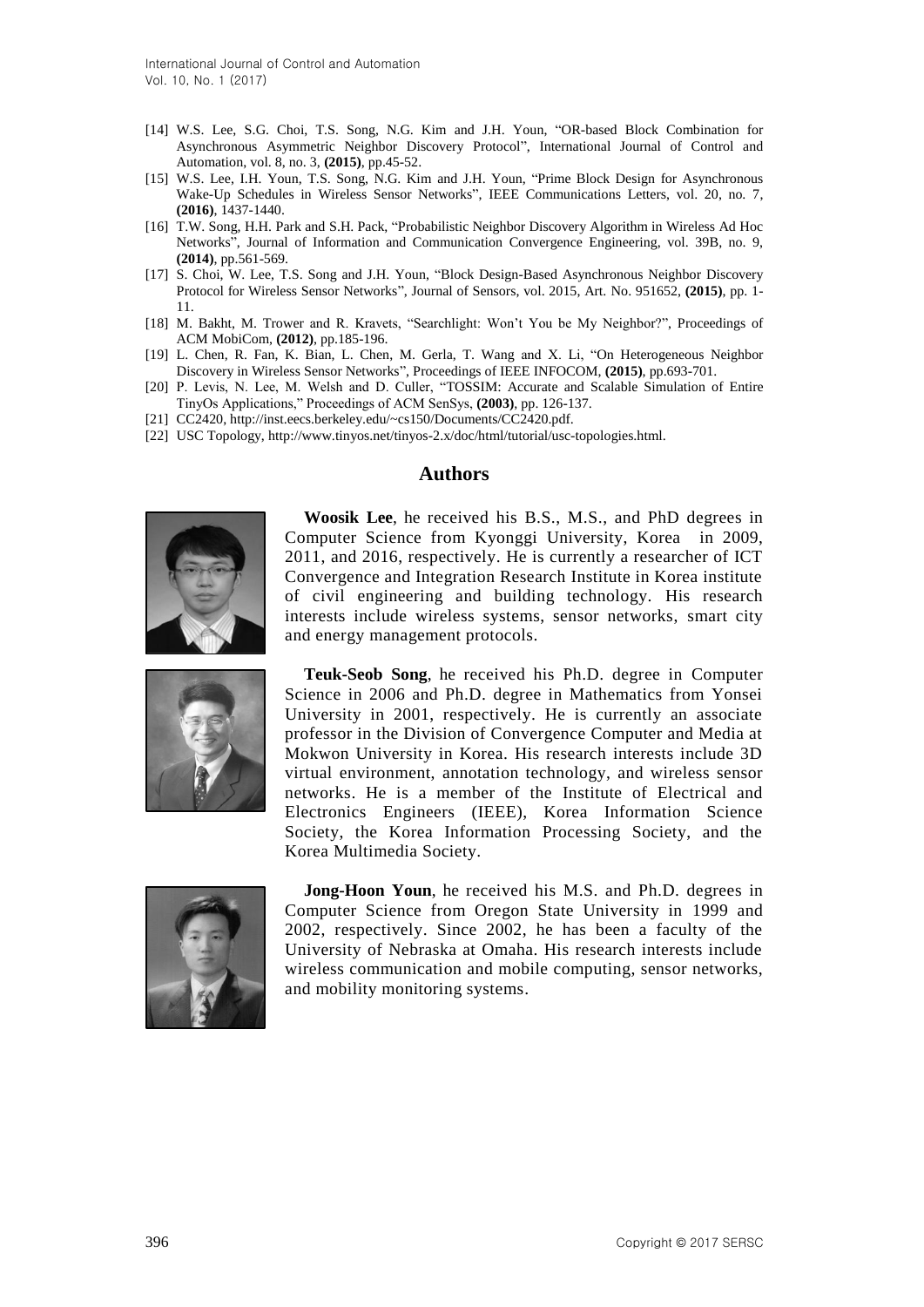[14] W.S. Lee, S.G. Choi, T.S. Song, N.G. Kim and J.H. Youn, "OR-based Block Combination for Asynchronous Asymmetric Neighbor Discovery Protocol", International Journal of Control and Automation, vol. 8, no. 3, **(2015)**, pp.45-52.

[15] W.S. Lee, I.H. Youn, T.S. Song, N.G. Kim and J.H. Youn, "Prime Block Design for Asynchronous Wake-Up Schedules in Wireless Sensor Networks", IEEE Communications Letters, vol. 20, no. 7, **(2016)**, 1437-1440.

[16] T.W. Song, H.H. Park and S.H. Pack, "Probabilistic Neighbor Discovery Algorithm in Wireless Ad Hoc Networks", Journal of Information and Communication Convergence Engineering, vol. 39B, no. 9, **(2014)**, pp.561-569.

[17] S. Choi, W. Lee, T.S. Song and J.H. Youn, "Block Design-Based Asynchronous Neighbor Discovery Protocol for Wireless Sensor Networks", Journal of Sensors, vol. 2015, Art. No. 951652, **(2015)**, pp. 1-11.

[18] M. Bakht, M. Trower and R. Kravets, "Searchlight: Won't You be My Neighbor?", Proceedings of ACM MobiCom, **(2012)**, pp.185-196.

[19] L. Chen, R. Fan, K. Bian, L. Chen, M. Gerla, T. Wang and X. Li, "On Heterogeneous Neighbor Discovery in Wireless Sensor Networks", Proceedings of IEEE INFOCOM, **(2015)**, pp.693-701.

[20] P. Levis, N. Lee, M. Welsh and D. Culler, "TOSSIM: Accurate and Scalable Simulation of Entire TinyOs Applications," Proceedings of ACM SenSys, **(2003)**, pp. 126-137.

[21] CC2420, http://inst.eecs.berkeley.edu/~cs150/Documents/CC2420.pdf.

[22] USC Topology, http://www.tinyos.net/tinyos-2.x/doc/html/tutorial/usc-topologies.html.

## Authors

**Woosik Lee**, he received his B.S., M.S., and PhD degrees in Computer Science from Kyonggi University, Korea in 2009, 2011, and 2016, respectively. He is currently a researcher of ICT Convergence and Integration Research Institute in Korea institute of civil engineering and building technology. His research interests include wireless systems, sensor networks, smart city and energy management protocols.

**Teuk-Seob Song**, he received his Ph.D. degree in Computer Science in 2006 and Ph.D. degree in Mathematics from Yonsei University in 2001, respectively. He is currently an associate professor in the Division of Convergence Computer and Media at Mokwon University in Korea. His research interests include 3D virtual environment, annotation technology, and wireless sensor networks. He is a member of the Institute of Electrical and Electronics Engineers (IEEE), Korea Information Science Society, the Korea Information Processing Society, and the Korea Multimedia Society.

**Jong-Hoon Youn**, he received his M.S. and Ph.D. degrees in Computer Science from Oregon State University in 1999 and 2002, respectively. Since 2002, he has been a faculty of the University of Nebraska at Omaha. His research interests include wireless communication and mobile computing, sensor networks, and mobility monitoring systems.